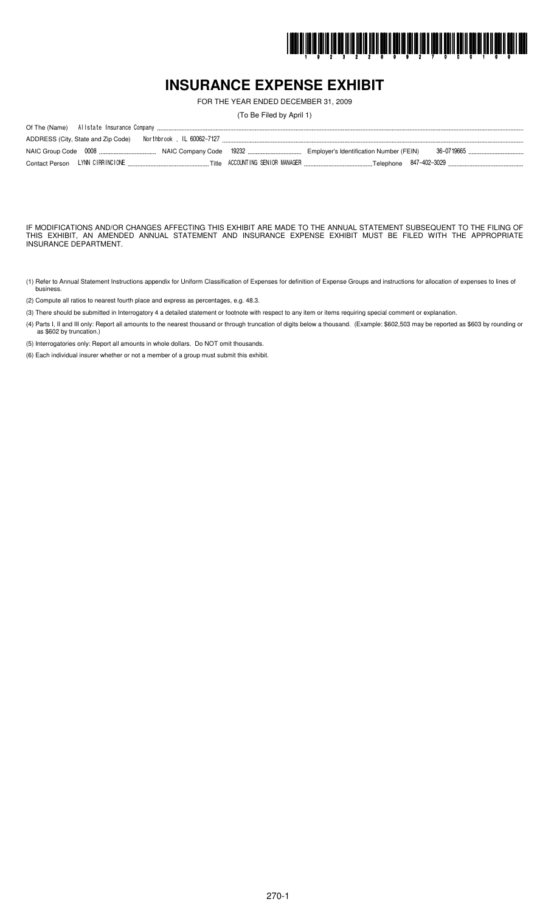# INSURANCE EXPENSE EXHIBIT

FOR THE YEAR ENDED DECEMBER 31, 2009

(To Be Filed by April 1)

Of The (Name) Allstate Insurance Company

ADDRESS (City, State and Zip Code) Northbrook , IL 60062-7127

NAIC Group Code 0008 NAIC Company Code 19232 Employer's Identification Number (FEIN) 36-0719665

Contact Person LYNN CIRRINCIONE Title ACCOUNTING SENIOR MANAGER Telephone 847-402-3029

IF MODIFICATIONS AND/OR CHANGES AFFECTING THIS EXHIBIT ARE MADE TO THE ANNUAL STATEMENT SUBSEQUENT TO THE FILING OF THIS EXHIBIT, AN AMENDED ANNUAL STATEMENT AND INSURANCE EXPENSE EXHIBIT MUST BE FILED WITH THE APPROPRIATE INSURANCE DEPARTMENT.

(1) Refer to Annual Statement Instructions appendix for Uniform Classification of Expenses for definition of Expense Groups and instructions for allocation of expenses to lines of business.

(2) Compute all ratios to nearest fourth place and express as percentages, e.g. 48.3.

(3) There should be submitted in Interrogatory 4 a detailed statement or footnote with respect to any item or items requiring special comment or explanation.

(4) Parts I, II and III only: Report all amounts to the nearest thousand or through truncation of digits below a thousand. (Example: $602,503 may be reported as $603 by rounding or as $602 by truncation.)

(5) Interrogatories only: Report all amounts in whole dollars. Do NOT omit thousands.

(6) Each individual insurer whether or not a member of a group must submit this exhibit.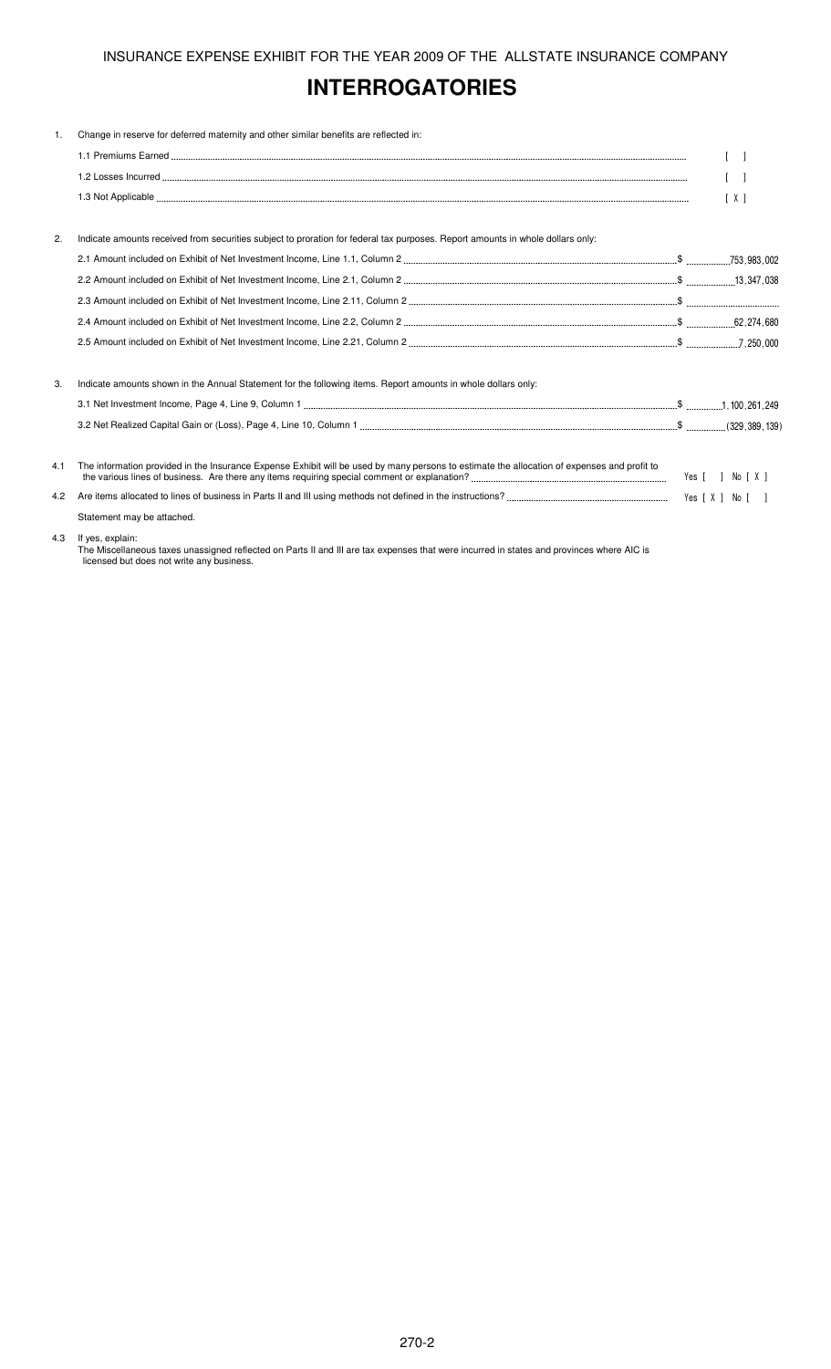INSURANCE EXPENSE EXHIBIT FOR THE YEAR 2009 OF THE ALLSTATE INSURANCE COMPANY

# INTERROGATORIES

1. Change in reserve for deferred maternity and other similar benefits are reflected in:

   1.1 Premiums Earned [ ]

   1.2 Losses Incurred [ ]

   1.3 Not Applicable [ X ]

2. Indicate amounts received from securities subject to proration for federal tax purposes. Report amounts in whole dollars only:

   2.1 Amount included on Exhibit of Net Investment Income, Line 1.1, Column 2 $ 753,983,002

   2.2 Amount included on Exhibit of Net Investment Income, Line 2.1, Column 2 $ 13,347,038

   2.3 Amount included on Exhibit of Net Investment Income, Line 2.11, Column 2 $

   2.4 Amount included on Exhibit of Net Investment Income, Line 2.2, Column 2 $ 62,274,680

   2.5 Amount included on Exhibit of Net Investment Income, Line 2.21, Column 2 $ 7,250,000

3. Indicate amounts shown in the Annual Statement for the following items. Report amounts in whole dollars only:

   3.1 Net Investment Income, Page 4, Line 9, Column 1 $ 1,100,261,249

   3.2 Net Realized Capital Gain or (Loss), Page 4, Line 10, Column 1 $ (329,389,139)

4.1 The information provided in the Insurance Expense Exhibit will be used by many persons to estimate the allocation of expenses and profit to the various lines of business. Are there any items requiring special comment or explanation? Yes [ ] No [ X ]

4.2 Are items allocated to lines of business in Parts II and III using methods not defined in the instructions? Yes [ X ] No [ ]

Statement may be attached.

4.3 If yes, explain:
The Miscellaneous taxes unassigned reflected on Parts II and III are tax expenses that were incurred in states and provinces where AIC is licensed but does not write any business.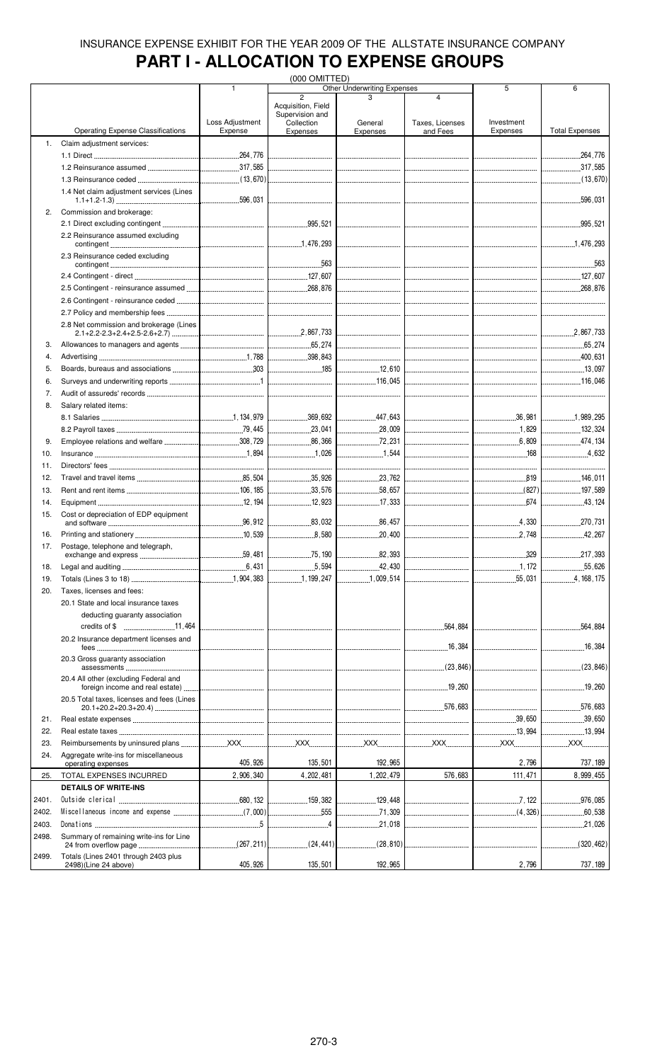INSURANCE EXPENSE EXHIBIT FOR THE YEAR 2009 OF THE ALLSTATE INSURANCE COMPANY

# PART I - ALLOCATION TO EXPENSE GROUPS

(000 OMITTED)

| | Operating Expense Classifications | 1<br>Loss Adjustment Expense | Other Underwriting Expenses<br>2<br>Acquisition, Field Supervision and Collection Expenses | 3<br>General Expenses | 4<br>Taxes, Licenses and Fees | 5<br>Investment Expenses | 6<br>Total Expenses |
|---|---|---|---|---|---|---|---|
| 1. | Claim adjustment services: | | | | | | |
| | 1.1 Direct | 264,776 | | | | | 264,776 |
| | 1.2 Reinsurance assumed | 317,585 | | | | | 317,585 |
| | 1.3 Reinsurance ceded | (13,670) | | | | | (13,670) |
| | 1.4 Net claim adjustment services (Lines 1.1+1.2-1.3) | 596,031 | | | | | 596,031 |
| 2. | Commission and brokerage: | | | | | | |
| | 2.1 Direct excluding contingent | | 995,521 | | | | 995,521 |
| | 2.2 Reinsurance assumed excluding contingent | | 1,476,293 | | | | 1,476,293 |
| | 2.3 Reinsurance ceded excluding contingent | | 563 | | | | 563 |
| | 2.4 Contingent - direct | | 127,607 | | | | 127,607 |
| | 2.5 Contingent - reinsurance assumed | | 268,876 | | | | 268,876 |
| | 2.6 Contingent - reinsurance ceded | | | | | | |
| | 2.7 Policy and membership fees | | | | | | |
| | 2.8 Net commission and brokerage (Lines 2.1+2.2-2.3+2.4+2.5-2.6+2.7) | | 2,867,733 | | | | 2,867,733 |
| 3. | Allowances to managers and agents | | 65,274 | | | | 65,274 |
| 4. | Advertising | 1,788 | 398,843 | | | | 400,631 |
| 5. | Boards, bureaus and associations | 303 | 185 | 12,610 | | | 13,097 |
| 6. | Surveys and underwriting reports | 1 | | 116,045 | | | 116,046 |
| 7. | Audit of assureds' records | | | | | | |
| 8. | Salary related items: | | | | | | |
| | 8.1 Salaries | 1,134,979 | 369,692 | 447,643 | | 36,981 | 1,989,295 |
| | 8.2 Payroll taxes | 79,445 | 23,041 | 28,009 | | 1,829 | 132,324 |
| 9. | Employee relations and welfare | 308,729 | 86,366 | 72,231 | | 6,809 | 474,134 |
| 10. | Insurance | 1,894 | 1,026 | 1,544 | | 168 | 4,632 |
| 11. | Directors' fees | | | | | | |
| 12. | Travel and travel items | 85,504 | 35,926 | 23,762 | | 819 | 146,011 |
| 13. | Rent and rent items | 106,185 | 33,576 | 58,657 | | (827) | 197,589 |
| 14. | Equipment | 12,194 | 12,923 | 17,333 | | 674 | 43,124 |
| 15. | Cost or depreciation of EDP equipment and software | 96,912 | 83,032 | 86,457 | | 4,330 | 270,731 |
| 16. | Printing and stationery | 10,539 | 8,580 | 20,400 | | 2,748 | 42,267 |
| 17. | Postage, telephone and telegraph, exchange and express | 59,481 | 75,190 | 82,393 | | 329 | 217,393 |
| 18. | Legal and auditing | 6,431 | 5,594 | 42,430 | | 1,172 | 55,626 |
| 19. | Totals (Lines 3 to 18) | 1,904,383 | 1,199,247 | 1,009,514 | | 55,031 | 4,168,175 |
| 20. | Taxes, licenses and fees: | | | | | | |
| | 20.1 State and local insurance taxes deducting guaranty association credits of $ 11,464 | | | | 564,884 | | 564,884 |
| | 20.2 Insurance department licenses and fees | | | | 16,384 | | 16,384 |
| | 20.3 Gross guaranty association assessments | | | | (23,846) | | (23,846) |
| | 20.4 All other (excluding Federal and foreign income and real estate) | | | | 19,260 | | 19,260 |
| | 20.5 Total taxes, licenses and fees (Lines 20.1+20.2+20.3+20.4) | | | | 576,683 | | 576,683 |
| 21. | Real estate expenses | | | | | 39,650 | 39,650 |
| 22. | Real estate taxes | | | | | 13,994 | 13,994 |
| 23. | Reimbursements by uninsured plans | XXX | XXX | XXX | XXX | XXX | XXX |
| 24. | Aggregate write-ins for miscellaneous operating expenses | 405,926 | 135,501 | 192,965 | | 2,796 | 737,189 |
| 25. | TOTAL EXPENSES INCURRED | 2,906,340 | 4,202,481 | 1,202,479 | 576,683 | 111,471 | 8,999,455 |
| | **DETAILS OF WRITE-INS** | | | | | | |
| 2401. | Outside clerical | 680,132 | 159,382 | 129,448 | | 7,122 | 976,085 |
| 2402. | Miscellaneous income and expense | (7,000) | 555 | 71,309 | | (4,326) | 60,538 |
| 2403. | Donations | 5 | 4 | 21,018 | | | 21,026 |
| 2498. | Summary of remaining write-ins for Line 24 from overflow page | (267,211) | (24,441) | (28,810) | | | (320,462) |
| 2499. | Totals (Lines 2401 through 2403 plus 2498)(Line 24 above) | 405,926 | 135,501 | 192,965 | | 2,796 | 737,189 |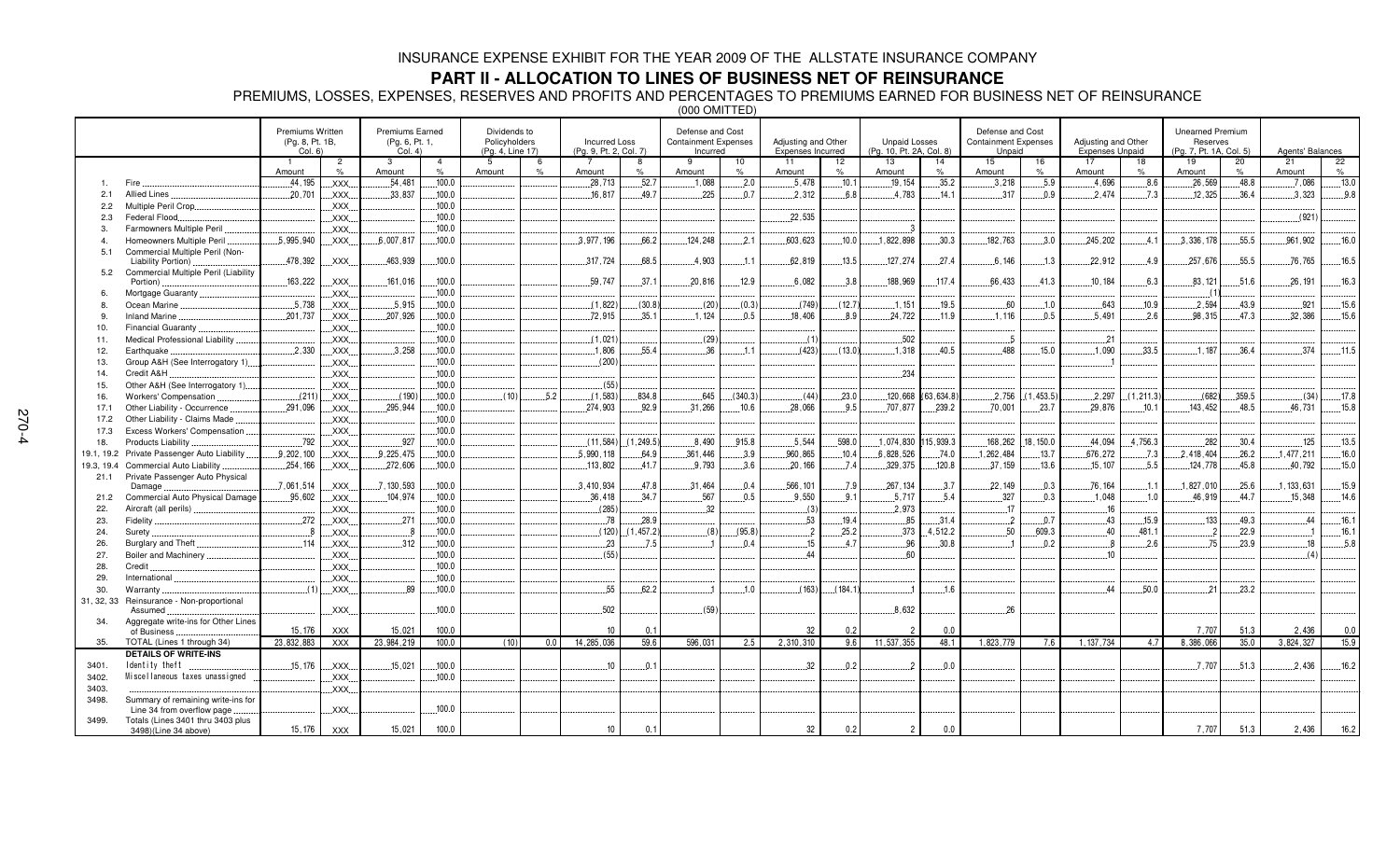# INSURANCE EXPENSE EXHIBIT FOR THE YEAR 2009 OF THE ALLSTATE INSURANCE COMPANY

## PART II - ALLOCATION TO LINES OF BUSINESS NET OF REINSURANCE

PREMIUMS, LOSSES, EXPENSES, RESERVES AND PROFITS AND PERCENTAGES TO PREMIUMS EARNED FOR BUSINESS NET OF REINSURANCE

(000 OMITTED)

| | | Premiums Written (Pg. 8, Pt. 1B, Col. 6) | | Premiums Earned (Pg. 6, Pt. 1, Col. 4) | | Dividends to Policyholders (Pg. 4, Line 17) | | Incurred Loss (Pg. 9, Pt. 2, Col. 7) | | Defense and Cost Containment Expenses Incurred | | Adjusting and Other Expenses Incurred | | Unpaid Losses (Pg. 10, Pt. 2A, Col. 8) | | Defense and Cost Containment Expenses Unpaid | | Adjusting and Other Expenses Unpaid | | Unearned Premium Reserves (Pg. 7, Pt. 1A, Col. 5) | | Agents' Balances | |
|---|---|---|---|---|---|---|---|---|---|---|---|---|---|---|---|---|---|---|---|---|---|---|---|
| | | 1 | 2 | 3 | 4 | 5 | 6 | 7 | 8 | 9 | 10 | 11 | 12 | 13 | 14 | 15 | 16 | 17 | 18 | 19 | 20 | 21 | 22 |
| | | Amount | % | Amount | % | Amount | % | Amount | % | Amount | % | Amount | % | Amount | % | Amount | % | Amount | % | Amount | % | Amount | % |
| 1. | Fire | 44,195 | XXX | 54,481 | 100.0 | | | 28,713 | 52.7 | 1,088 | 2.0 | 5,478 | 10.1 | 19,154 | 35.2 | 3,218 | 5.9 | 4,696 | 8.6 | 26,569 | 48.8 | 7,086 | 13.0 |
| 2.1 | Allied Lines | 20,701 | XXX | 33,837 | 100.0 | | | 16,817 | 49.7 | 225 | 0.7 | 2,312 | 6.8 | 4,783 | 14.1 | 317 | 0.9 | 2,474 | 7.3 | 12,325 | 36.4 | 3,323 | 9.8 |
| 2.2 | Multiple Peril Crop | | XXX | | 100.0 | | | | | | | | | | | | | | | | | | |
| 2.3 | Federal Flood | | XXX | | 100.0 | | | | | | | 22,535 | | | | | | | | | | (921) | |
| 3. | Farmowners Multiple Peril | | XXX | | 100.0 | | | | | | | | | 3 | | | | | | | | | |
| 4. | Homeowners Multiple Peril | 5,995,940 | XXX | 6,007,817 | 100.0 | | | 3,977,196 | 66.2 | 124,248 | 2.1 | 603,623 | 10.0 | 1,822,898 | 30.3 | 182,763 | 3.0 | 245,202 | 4.1 | 3,336,178 | 55.5 | 961,902 | 16.0 |
| 5.1 | Commercial Multiple Peril (Non-Liability Portion) | 478,392 | XXX | 463,939 | 100.0 | | | 317,724 | 68.5 | 4,903 | 1.1 | 62,819 | 13.5 | 127,274 | 27.4 | 6,146 | 1.3 | 22,912 | 4.9 | 257,676 | 55.5 | 76,765 | 16.5 |
| 5.2 | Commercial Multiple Peril (Liability Portion) | 163,222 | XXX | 161,016 | 100.0 | | | 59,747 | 37.1 | 20,816 | 12.9 | 6,082 | 3.8 | 188,969 | 117.4 | 66,433 | 41.3 | 10,184 | 6.3 | 83,121 | 51.6 | 26,191 | 16.3 |
| 6. | Mortgage Guaranty | | XXX | | 100.0 | | | | | | | | | | | | | | | (1) | | | |
| 8. | Ocean Marine | 5,738 | XXX | 5,915 | 100.0 | | | (1,822) | (30.8) | (20) | (0.3) | (749) | (12.7) | 1,151 | 19.5 | 60 | 1.0 | 643 | 10.9 | 2,594 | 43.9 | 921 | 15.6 |
| 9. | Inland Marine | 201,737 | XXX | 207,926 | 100.0 | | | 72,915 | 35.1 | 1,124 | 0.5 | 18,406 | 8.9 | 24,722 | 11.9 | 1,116 | 0.5 | 5,491 | 2.6 | 98,315 | 47.3 | 32,386 | 15.6 |
| 10. | Financial Guaranty | | XXX | | 100.0 | | | | | | | | | | | | | | | | | | |
| 11. | Medical Professional Liability | | XXX | | 100.0 | | | (1,021) | | (29) | | (1) | | 502 | | 5 | | 21 | | | | | |
| 12. | Earthquake | 2,330 | XXX | 3,258 | 100.0 | | | 1,806 | 55.4 | 36 | 1.1 | (423) | (13.0) | 1,318 | 40.5 | 488 | 15.0 | 1,090 | 33.5 | 1,187 | 36.4 | 374 | 11.5 |
| 13. | Group A&H (See Interrogatory 1) | | XXX | | 100.0 | | | (200) | | | | | | | | | | 1 | | | | | |
| 14. | Credit A&H | | XXX | | 100.0 | | | | | | | | | 234 | | | | | | | | | |
| 15. | Other A&H (See Interrogatory 1) | | XXX | | 100.0 | | | (55) | | | | | | | | | | | | | | | |
| 16. | Workers' Compensation | (211) | XXX | (190) | 100.0 | (10) | 5.2 | (1,583) | 834.8 | 645 | (340.3) | (44) | 23.0 | 120,668 | (63,634.8) | 2,756 | (1,453.5) | 2,297 | (1,211.3) | (682) | 359.5 | (34) | 17.8 |
| 17.1 | Other Liability - Occurrence | 291,096 | XXX | 295,944 | 100.0 | | | 274,903 | 92.9 | 31,266 | 10.6 | 28,066 | 9.5 | 707,877 | 239.2 | 70,001 | 23.7 | 29,876 | 10.1 | 143,452 | 48.5 | 46,731 | 15.8 |
| 17.2 | Other Liability - Claims Made | | XXX | | 100.0 | | | | | | | | | | | | | | | | | | |
| 17.3 | Excess Workers' Compensation | | XXX | | 100.0 | | | | | | | | | | | | | | | | | | |
| 18. | Products Liability | 792 | XXX | 927 | 100.0 | | | (11,584) | (1,249.5) | 8,490 | 915.8 | 5,544 | 598.0 | 1,074,830 | 115,939.3 | 168,262 | 18,150.0 | 44,094 | 4,756.3 | 282 | 30.4 | 125 | 13.5 |
| 19.1, 19.2 | Private Passenger Auto Liability | 9,202,100 | XXX | 9,225,475 | 100.0 | | | 5,990,118 | 64.9 | 361,446 | 3.9 | 960,865 | 10.4 | 6,828,526 | 74.0 | 1,262,484 | 13.7 | 676,272 | 7.3 | 2,418,404 | 26.2 | 1,477,211 | 16.0 |
| 19.3, 19.4 | Commercial Auto Liability | 254,166 | XXX | 272,606 | 100.0 | | | 113,802 | 41.7 | 9,793 | 3.6 | 20,166 | 7.4 | 329,375 | 120.8 | 37,159 | 13.6 | 15,107 | 5.5 | 124,778 | 45.8 | 40,792 | 15.0 |
| 21.1 | Private Passenger Auto Physical Damage | 7,061,514 | XXX | 7,130,593 | 100.0 | | | 3,410,934 | 47.8 | 31,464 | 0.4 | 566,101 | 7.9 | 267,134 | 3.7 | 22,149 | 0.3 | 76,164 | 1.1 | 1,827,010 | 25.6 | 1,133,631 | 15.9 |
| 21.2 | Commercial Auto Physical Damage | 95,602 | XXX | 104,974 | 100.0 | | | 36,418 | 34.7 | 567 | 0.5 | 9,550 | 9.1 | 5,717 | 5.4 | 327 | 0.3 | 1,048 | 1.0 | 46,919 | 44.7 | 15,348 | 14.6 |
| 22. | Aircraft (all perils) | | XXX | | 100.0 | | | (285) | | 32 | | (3) | | 2,973 | | 17 | | 16 | | | | | |
| 23. | Fidelity | 272 | XXX | 271 | 100.0 | | | 78 | 28.9 | | | 53 | 19.4 | 85 | 31.4 | 2 | 0.7 | 43 | 15.9 | 133 | 49.3 | 44 | 16.1 |
| 24. | Surety | 8 | XXX | 8 | 100.0 | | | (120) | (1,457.2) | (8) | (95.8) | 2 | 25.2 | 373 | 4,512.2 | 50 | 609.3 | 40 | 481.1 | 2 | 22.9 | 1 | 16.1 |
| 26. | Burglary and Theft | 114 | XXX | 312 | 100.0 | | | 23 | 7.5 | 1 | 0.4 | 15 | 4.7 | 96 | 30.8 | 1 | 0.2 | 8 | 2.6 | 75 | 23.9 | 18 | 5.8 |
| 27. | Boiler and Machinery | | XXX | | 100.0 | | | (55) | | | | 44 | | 60 | | | | 10 | | | | (4) | |
| 28. | Credit | | XXX | | 100.0 | | | | | | | | | | | | | | | | | | |
| 29. | International | | XXX | | 100.0 | | | | | | | | | | | | | | | | | | |
| 30. | Warranty | (1) | XXX | 89 | 100.0 | | | 55 | 62.2 | 1 | 1.0 | (163) | (184.1) | 1 | 1.6 | | | 44 | 50.0 | 21 | 23.2 | | |
| 31, 32, 33 | Reinsurance - Non-proportional Assumed | | XXX | | 100.0 | | | 502 | | (59) | | | | 8,632 | | 26 | | | | | | | |
| 34. | Aggregate write-ins for Other Lines of Business | 15,176 | XXX | 15,021 | 100.0 | | | 10 | 0.1 | | | 32 | 0.2 | 2 | 0.0 | | | | | 7,707 | 51.3 | 2,436 | 0.0 |
| 35. | TOTAL (Lines 1 through 34) | 23,832,883 | XXX | 23,984,219 | 100.0 | (10) | 0.0 | 14,285,036 | 59.6 | 596,031 | 2.5 | 2,310,310 | 9.6 | 11,537,355 | 48.1 | 1,823,779 | 7.6 | 1,137,734 | 4.7 | 8,386,066 | 35.0 | 3,824,327 | 15.9 |
| | **DETAILS OF WRITE-INS** | | | | | | | | | | | | | | | | | | | | | | |
| 3401. | Identity theft | 15,176 | XXX | 15,021 | 100.0 | | | 10 | 0.1 | | | 32 | 0.2 | 2 | 0.0 | | | | | 7,707 | 51.3 | 2,436 | 16.2 |
| 3402. | Miscellaneous taxes unassigned | | XXX | | 100.0 | | | | | | | | | | | | | | | | | | |
| 3403. | | | XXX | | | | | | | | | | | | | | | | | | | | |
| 3498. | Summary of remaining write-ins for Line 34 from overflow page | | XXX | | 100.0 | | | | | | | | | | | | | | | | | | |
| 3499. | Totals (Lines 3401 thru 3403 plus 3498)(Line 34 above) | 15,176 | XXX | 15,021 | 100.0 | | | 10 | 0.1 | | | 32 | 0.2 | 2 | 0.0 | | | | | 7,707 | 51.3 | 2,436 | 16.2 |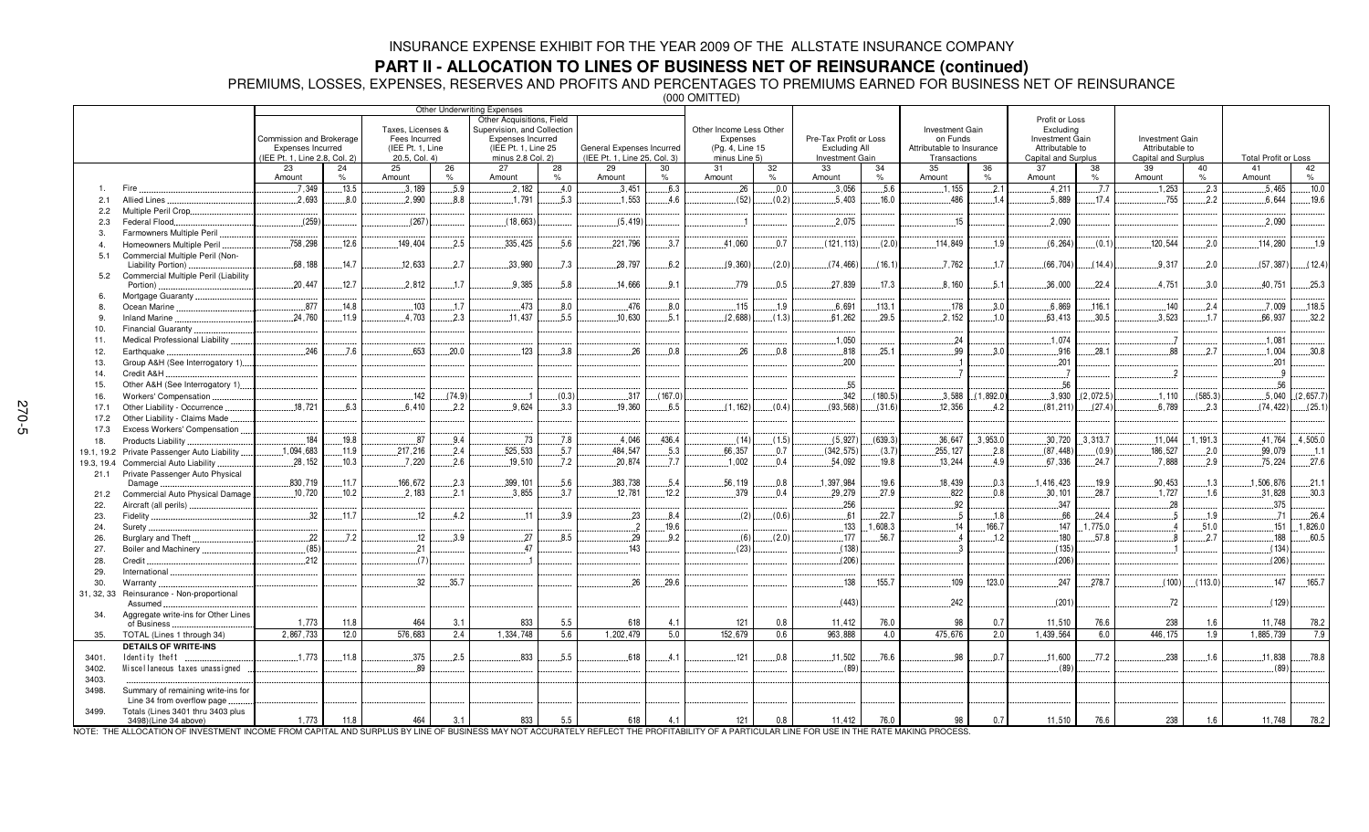# INSURANCE EXPENSE EXHIBIT FOR THE YEAR 2009 OF THE ALLSTATE INSURANCE COMPANY

## PART II - ALLOCATION TO LINES OF BUSINESS NET OF REINSURANCE (continued)

PREMIUMS, LOSSES, EXPENSES, RESERVES AND PROFITS AND PERCENTAGES TO PREMIUMS EARNED FOR BUSINESS NET OF REINSURANCE

(000 OMITTED)

| | | Other Underwriting Expenses | | | | | | | | | | | | | | | | | | | |
|---|---|---|---|---|---|---|---|---|---|---|---|---|---|---|---|---|---|---|---|---|---|
| | | Commission and Brokerage Expenses Incurred (IEE Pt. 1, Line 2.8, Col. 2) | | Taxes, Licenses & Fees Incurred (IEE Pt. 1, Line 20.5, Col. 4) | | Other Acquisitions, Field Supervision, and Collection Expenses Incurred (IEE Pt. 1, Line 25 minus 2.8 Col. 2) | | General Expenses Incurred (IEE Pt. 1, Line 25, Col. 3) | | Other Income Less Other Expenses (Pg. 4, Line 15 minus Line 5) | | Pre-Tax Profit or Loss Excluding All Investment Gain | | Investment Gain on Funds Attributable to Insurance Transactions | | Profit or Loss Excluding Investment Gain Attributable to Capital and Surplus | | Investment Gain Attributable to Capital and Surplus | | Total Profit or Loss | |
| | | 23 Amount | 24 % | 25 Amount | 26 % | 27 Amount | 28 % | 29 Amount | 30 % | 31 Amount | 32 % | 33 Amount | 34 % | 35 Amount | 36 % | 37 Amount | 38 % | 39 Amount | 40 % | 41 Amount | 42 % |
| 1. | Fire | 7,349 | 13.5 | 3,189 | 5.9 | 2,182 | 4.0 | 3,451 | 6.3 | 26 | 0.0 | 3,056 | 5.6 | 1,155 | 2.1 | 4,211 | 7.7 | 1,253 | 2.3 | 5,465 | 10.0 |
| 2.1 | Allied Lines | 2,693 | 8.0 | 2,990 | 8.8 | 1,791 | 5.3 | 1,553 | 4.6 | (52) | (0.2) | 5,403 | 16.0 | 486 | 1.4 | 5,889 | 17.4 | 755 | 2.2 | 6,644 | 19.6 |
| 2.2 | Multiple Peril Crop | | | | | | | | | | | | | | | | | | | | |
| 2.3 | Federal Flood | (259) | | (267) | | (18,663) | | (5,419) | | 1 | | 2,075 | | 15 | | 2,090 | | | | 2,090 | |
| 3. | Farmowners Multiple Peril | | | | | | | | | | | | | | | | | | | | |
| 4. | Homeowners Multiple Peril | 758,298 | 12.6 | 149,404 | 2.5 | 335,425 | 5.6 | 221,796 | 3.7 | 41,060 | 0.7 | (121,113) | (2.0) | 114,849 | 1.9 | (6,264) | (0.1) | 120,544 | 2.0 | 114,280 | 1.9 |
| 5.1 | Commercial Multiple Peril (Non-Liability Portion) | 68,188 | 14.7 | 12,633 | 2.7 | 33,980 | 7.3 | 28,797 | 6.2 | (9,360) | (2.0) | (74,466) | (16.1) | 7,762 | 1.7 | (66,704) | (14.4) | 9,317 | 2.0 | (57,387) | (12.4) |
| 5.2 | Commercial Multiple Peril (Liability Portion) | 20,447 | 12.7 | 2,812 | 1.7 | 9,385 | 5.8 | 14,666 | 9.1 | 779 | 0.5 | 27,839 | 17.3 | 8,160 | 5.1 | 36,000 | 22.4 | 4,751 | 3.0 | 40,751 | 25.3 |
| 6. | Mortgage Guaranty | | | | | | | | | | | | | | | | | | | | |
| 8. | Ocean Marine | 877 | 14.8 | 103 | 1.7 | 473 | 8.0 | 476 | 8.0 | 115 | 1.9 | 6,691 | 113.1 | 178 | 3.0 | 6,869 | 116.1 | 140 | 2.4 | 7,009 | 118.5 |
| 9. | Inland Marine | 24,760 | 11.9 | 4,703 | 2.3 | 11,437 | 5.5 | 10,630 | 5.1 | (2,688) | (1.3) | 61,262 | 29.5 | 2,152 | 1.0 | 63,413 | 30.5 | 3,523 | 1.7 | 66,937 | 32.2 |
| 10. | Financial Guaranty | | | | | | | | | | | | | | | | | | | | |
| 11. | Medical Professional Liability | | | | | | | | | | | 1,050 | | 24 | | 1,074 | | 7 | | 1,081 | |
| 12. | Earthquake | 246 | 7.6 | 653 | 20.0 | 123 | 3.8 | 26 | 0.8 | 26 | 0.8 | 818 | 25.1 | 99 | 3.0 | 916 | 28.1 | 88 | 2.7 | 1,004 | 30.8 |
| 13. | Group A&H (See Interrogatory 1) | | | | | | | | | | | 200 | | 1 | | 201 | | | | 201 | |
| 14. | Credit A&H | | | | | | | | | | | | | 7 | | 7 | | 2 | | 9 | |
| 15. | Other A&H (See Interrogatory 1) | | | | | | | | | | | 55 | | | | 56 | | | | 56 | |
| 16. | Workers' Compensation | | | 142 | (74.9) | 1 | (0.3) | 317 | (167.0) | | | 342 | (180.5) | 3,588 | (1,892.0) | 3,930 | (2,072.5) | 1,110 | (585.3) | 5,040 | (2,657.7) |
| 17.1 | Other Liability - Occurrence | 18,721 | 6.3 | 6,410 | 2.2 | 9,624 | 3.3 | 19,360 | 6.5 | (1,162) | (0.4) | (93,568) | (31.6) | 12,356 | 4.2 | (81,211) | (27.4) | 6,789 | 2.3 | (74,422) | (25.1) |
| 17.2 | Other Liability - Claims Made | | | | | | | | | | | | | | | | | | | | |
| 17.3 | Excess Workers' Compensation | | | | | | | | | | | | | | | | | | | | |
| 18. | Products Liability | 184 | 19.8 | 87 | 9.4 | 73 | 7.8 | 4,046 | 436.4 | (14) | (1.5) | (5,927) | (639.3) | 36,647 | 3,953.0 | 30,720 | 3,313.7 | 11,044 | 1,191.3 | 41,764 | 4,505.0 |
| 19.1, 19.2 | Private Passenger Auto Liability | 1,094,683 | 11.9 | 217,216 | 2.4 | 525,533 | 5.7 | 484,547 | 5.3 | 66,357 | 0.7 | (342,575) | (3.7) | 255,127 | 2.8 | (87,448) | (0.9) | 186,527 | 2.0 | 99,079 | 1.1 |
| 19.3, 19.4 | Commercial Auto Liability | 28,152 | 10.3 | 7,220 | 2.6 | 19,510 | 7.2 | 20,874 | 7.7 | 1,002 | 0.4 | 54,092 | 19.8 | 13,244 | 4.9 | 67,336 | 24.7 | 7,888 | 2.9 | 75,224 | 27.6 |
| 21.1 | Private Passenger Auto Physical Damage | 830,719 | 11.7 | 166,672 | 2.3 | 399,101 | 5.6 | 383,738 | 5.4 | 56,119 | 0.8 | 1,397,984 | 19.6 | 18,439 | 0.3 | 1,416,423 | 19.9 | 90,453 | 1.3 | 1,506,876 | 21.1 |
| 21.2 | Commercial Auto Physical Damage | 10,720 | 10.2 | 2,183 | 2.1 | 3,855 | 3.7 | 12,781 | 12.2 | 379 | 0.4 | 29,279 | 27.9 | 822 | 0.8 | 30,101 | 28.7 | 1,727 | 1.6 | 31,828 | 30.3 |
| 22. | Aircraft (all perils) | | | | | | | | | | | 256 | | 92 | | 347 | | 28 | | 375 | |
| 23. | Fidelity | 32 | 11.7 | 12 | 4.2 | 11 | 3.9 | 23 | 8.4 | (2) | (0.6) | 61 | 22.7 | 5 | 1.8 | 66 | 24.4 | 5 | 1.9 | 71 | 26.4 |
| 24. | Surety | | | | | | | 2 | 19.6 | | | 133 | 1,608.3 | 14 | 166.7 | 147 | 1,775.0 | 4 | 51.0 | 151 | 1,826.0 |
| 26. | Burglary and Theft | 22 | 7.2 | 12 | 3.9 | 27 | 8.5 | 29 | 9.2 | (6) | (2.0) | 177 | 56.7 | 4 | 1.2 | 180 | 57.8 | 8 | 2.7 | 188 | 60.5 |
| 27. | Boiler and Machinery | (85) | | 21 | | 47 | | 143 | | (23) | | (138) | | 3 | | (135) | | 1 | | (134) | |
| 28. | Credit | 212 | | (7) | | 1 | | | | | | (206) | | | | (206) | | | | (206) | |
| 29. | International | | | | | | | | | | | | | | | | | | | | |
| 30. | Warranty | | | 32 | 35.7 | | | 26 | 29.6 | | | 138 | 155.7 | 109 | 123.0 | 247 | 278.7 | (100) | (113.0) | 147 | 165.7 |
| 31, 32, 33 | Reinsurance - Non-proportional Assumed | | | | | | | | | | | (443) | | 242 | | (201) | | 72 | | (129) | |
| 34. | Aggregate write-ins for Other Lines of Business | 1,773 | 11.8 | 464 | 3.1 | 833 | 5.5 | 618 | 4.1 | 121 | 0.8 | 11,412 | 76.0 | 98 | 0.7 | 11,510 | 76.6 | 238 | 1.6 | 11,748 | 78.2 |
| 35. | TOTAL (Lines 1 through 34) | 2,867,733 | 12.0 | 576,683 | 2.4 | 1,334,748 | 5.6 | 1,202,479 | 5.0 | 152,679 | 0.6 | 963,888 | 4.0 | 475,676 | 2.0 | 1,439,564 | 6.0 | 446,175 | 1.9 | 1,885,739 | 7.9 |
| | DETAILS OF WRITE-INS | | | | | | | | | | | | | | | | | | | | |
| 3401. | Identity theft | 1,773 | 11.8 | 375 | 2.5 | 833 | 5.5 | 618 | 4.1 | 121 | 0.8 | 11,502 | 76.6 | 98 | 0.7 | 11,600 | 77.2 | 238 | 1.6 | 11,838 | 78.8 |
| 3402. | Miscellaneous taxes unassigned | | | 89 | | | | | | | | (89) | | | | (89) | | | | (89) | |
| 3403. | | | | | | | | | | | | | | | | | | | | | |
| 3498. | Summary of remaining write-ins for Line 34 from overflow page | | | | | | | | | | | | | | | | | | | | |
| 3499. | Totals (Lines 3401 thru 3403 plus 3498)(Line 34 above) | 1,773 | 11.8 | 464 | 3.1 | 833 | 5.5 | 618 | 4.1 | 121 | 0.8 | 11,412 | 76.0 | 98 | 0.7 | 11,510 | 76.6 | 238 | 1.6 | 11,748 | 78.2 |

NOTE: THE ALLOCATION OF INVESTMENT INCOME FROM CAPITAL AND SURPLUS BY LINE OF BUSINESS MAY NOT ACCURATELY REFLECT THE PROFITABILITY OF A PARTICULAR LINE FOR USE IN THE RATE MAKING PROCESS.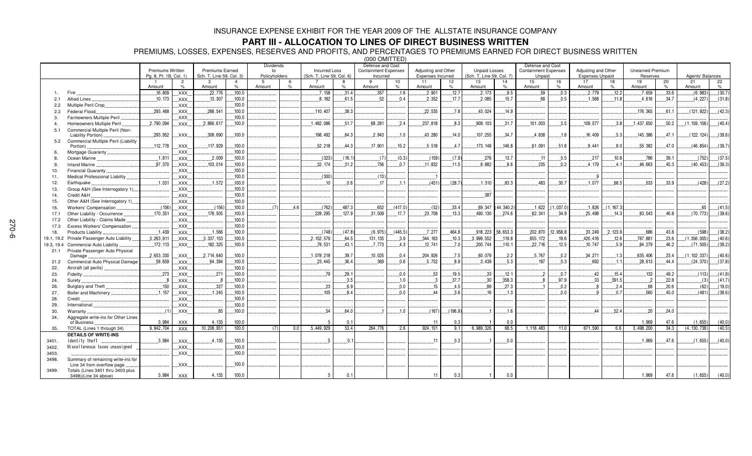# INSURANCE EXPENSE EXHIBIT FOR THE YEAR 2009 OF THE ALLSTATE INSURANCE COMPANY

## PART III - ALLOCATION TO LINES OF DIRECT BUSINESS WRITTEN

PREMIUMS, LOSSES, EXPENSES, RESERVES AND PROFITS, AND PERCENTAGES TO PREMIUMS EARNED FOR DIRECT BUSINESS WRITTEN

(000 OMITTED)

| | | Premiums Written Pg. 8, Pt. 1B, Col. 1) | | Premiums Earned Sch. T, Line 59, Col. 3) | | Dividends to Policyholders | | Incurred Loss (Sch. T, Line 59, Col. 6) | | Defense and Cost Containment Expenses Incurred | | Adjusting and Other Expenses Incurred | | Unpaid Losses (Sch. T, Line 59, Col. 7) | | Defense and Cost Containment Expenses Unpaid | | Adjusting and Other Expenses Unpaid | | Unearned Premium Reserves | | Agents' Balances | |
|---|---|---|---|---|---|---|---|---|---|---|---|---|---|---|---|---|---|---|---|---|---|---|---|
| | | 1 Amount | 2 % | 3 Amount | 4 % | 5 Amount | 6 % | 7 Amount | 8 % | 9 Amount | 10 % | 11 Amount | 12 % | 13 Amount | 14 % | 15 Amount | 16 % | 17 Amount | 18 % | 19 Amount | 20 % | 21 Amount | 22 % |
| 1. | Fire | 16,809 | XXX | 22,776 | 100.0 | | | 7,158 | 31.4 | 357 | 1.6 | 2,901 | 12.7 | 2,173 | 9.5 | 59 | 0.3 | 2,779 | 12.2 | 7,659 | 33.6 | (6,983) | (30.7) |
| 2.1 | Allied Lines | 10,173 | XXX | 13,307 | 100.0 | | | 8,182 | 61.5 | 52 | 0.4 | 2,352 | 17.7 | 2,085 | 15.7 | 68 | 0.5 | 1,568 | 11.8 | 4,616 | 34.7 | (4,227) | (31.8) |
| 2.2 | Multiple Peril Crop | | XXX | | 100.0 | | | | | | | | | | | | | | | | | | |
| 2.3 | Federal Flood | 293,468 | XXX | 288,541 | 100.0 | | | 110,407 | 38.3 | | | 22,535 | 7.8 | 43,024 | 14.9 | | | | | 176,365 | 61.1 | (121,922) | (42.3) |
| 3. | Farmowners Multiple Peril | | XXX | | 100.0 | | | | | | | | | | | | | | | | | | |
| 4. | Homeowners Multiple Peril | 2,790,094 | XXX | 2,866,617 | 100.0 | | | 1,482,086 | 51.7 | 68,281 | 2.4 | 237,818 | 8.3 | 909,103 | 31.7 | 101,003 | 3.5 | 109,077 | 3.8 | 1,437,650 | 50.2 | (1,159,156) | (40.4) |
| 5.1 | Commercial Multiple Peril (Non-Liability Portion) | 293,952 | XXX | 308,690 | 100.0 | | | 198,492 | 64.3 | 2,943 | 1.0 | 43,280 | 14.0 | 107,255 | 34.7 | 4,838 | 1.6 | 16,409 | 5.3 | 145,386 | 47.1 | (122,124) | (39.6) |
| 5.2 | Commercial Multiple Peril (Liability Portion) | 112,778 | XXX | 117,929 | 100.0 | | | 52,218 | 44.3 | 17,901 | 15.2 | 5,518 | 4.7 | 173,148 | 146.8 | 61,091 | 51.8 | 9,441 | 8.0 | 55,382 | 47.0 | (46,854) | (39.7) |
| 6. | Mortgage Guaranty | | XXX | | 100.0 | | | | | | | | | | | | | | | | | | |
| 8. | Ocean Marine | 1,811 | XXX | 2,009 | 100.0 | | | (323) | (16.1) | (7) | (0.3) | (159) | (7.9) | 276 | 13.7 | 11 | 0.5 | 217 | 10.8 | 786 | 39.1 | (752) | (37.5) |
| 9. | Inland Marine | 97,370 | XXX | 103,014 | 100.0 | | | 32,174 | 31.2 | 756 | 0.7 | 11,832 | 11.5 | 8,882 | 8.6 | 235 | 0.2 | 4,179 | 4.1 | 46,663 | 45.3 | (40,453) | (39.3) |
| 10. | Financial Guaranty | | XXX | | 100.0 | | | | | | | | | | | | | | | | | | |
| 11. | Medical Professional Liability | | XXX | | 100.0 | | | (300) | | (13) | | 1 | | | | | | 9 | | | | | |
| 12. | Earthquake | 1,031 | XXX | 1,572 | 100.0 | | | 10 | 0.6 | 17 | 1.1 | (451) | (28.7) | 1,310 | 83.3 | 483 | 30.7 | 1,077 | 68.5 | 533 | 33.9 | (428) | (27.2) |
| 13. | Group A&H (See Interrogatory 1) | | XXX | | 100.0 | | | | | | | | | | | | | | | | | | |
| 14. | Credit A&H | | XXX | | 100.0 | | | | | | | | | 387 | | | | | | | | | |
| 15. | Other A&H (See Interrogatory 1) | | XXX | | 100.0 | | | | | | | | | | | | | | | | | | |
| 16. | Workers' Compensation | (156) | XXX | (156) | 100.0 | (7) | 4.6 | (762) | 487.3 | 652 | (417.0) | (52) | 33.4 | 69,347 | (44,340.2) | 1,622 | (1,037.0) | 1,826 | (1,167.3) | | | 65 | (41.5) |
| 17.1 | Other Liability - Occurrence | 170,351 | XXX | 178,505 | 100.0 | | | 228,295 | 127.9 | 31,509 | 17.7 | 23,708 | 13.3 | 490,130 | 274.6 | 62,341 | 34.9 | 25,498 | 14.3 | 83,543 | 46.8 | (70,773) | (39.6) |
| 17.2 | Other Liability - Claims Made | | XXX | | 100.0 | | | | | | | | | | | | | | | | | | |
| 17.3 | Excess Workers' Compensation | | XXX | | 100.0 | | | | | | | | | | | | | | | | | | |
| 18. | Products Liability | 1,439 | XXX | 1,566 | 100.0 | | | (748) | (47.8) | (6,975) | (445.5) | 7,277 | 464.8 | 918,223 | 58,653.3 | 202,870 | 12,958.8 | 33,249 | 2,123.9 | 686 | 43.8 | (598) | (38.2) |
| 19.1, 19.2 | Private Passenger Auto Liability | 3,263,911 | XXX | 3,337,153 | 100.0 | | | 2,152,579 | 64.5 | 131,135 | 3.9 | 344,163 | 10.3 | 3,999,552 | 119.8 | 655,172 | 19.6 | 420,416 | 12.6 | 787,881 | 23.6 | (1,356,005) | (40.6) |
| 19.3, 19.4 | Commercial Auto Liability | 172,113 | XXX | 182,325 | 100.0 | | | 78,531 | 43.1 | 7,773 | 4.3 | 12,741 | 7.0 | 200,744 | 110.1 | 22,716 | 12.5 | 10,747 | 5.9 | 84,279 | 46.2 | (71,505) | (39.2) |
| 21.1 | Private Passenger Auto Physical Damage | 2,653,330 | XXX | 2,714,640 | 100.0 | | | 1,078,218 | 39.7 | 10,025 | 0.4 | 204,926 | 7.5 | 60,079 | 2.2 | 5,767 | 0.2 | 34,271 | 1.3 | 635,406 | 23.4 | (1,102,337) | (40.6) |
| 21.2 | Commercial Auto Physical Damage | 58,659 | XXX | 64,394 | 100.0 | | | 23,445 | 36.4 | 369 | 0.6 | 5,752 | 8.9 | 3,439 | 5.3 | 197 | 0.3 | 692 | 1.1 | 28,613 | 44.4 | (24,370) | (37.8) |
| 22. | Aircraft (all perils) | | XXX | | 100.0 | | | | | | | | | | | | | | | | | | |
| 23. | Fidelity | 273 | XXX | 271 | 100.0 | | | 79 | 29.1 | | 0.0 | 53 | 19.5 | 33 | 12.1 | 2 | 0.7 | 42 | 15.4 | 133 | 49.2 | (113) | (41.8) |
| 24. | Surety | 8 | XXX | 8 | 100.0 | | | | 3.5 | | 1.0 | 3 | 37.7 | 30 | 358.3 | 8 | 97.9 | 33 | 391.5 | 2 | 22.8 | (3) | (41.7) |
| 26. | Burglary and Theft | 150 | XXX | 327 | 100.0 | | | 23 | 6.9 | | 0.0 | 15 | 4.5 | 89 | 27.3 | 1 | 0.2 | 8 | 2.4 | 68 | 20.6 | (62) | (19.0) |
| 27. | Boiler and Machinery | 1,157 | XXX | 1,245 | 100.0 | | | 105 | 8.4 | | 0.0 | 44 | 3.6 | 16 | 1.3 | | 0.0 | 9 | 0.7 | 560 | 45.0 | (481) | (38.6) |
| 28. | Credit | | XXX | | 100.0 | | | | | | | | | | | | | | | | | | |
| 29. | International | | XXX | | 100.0 | | | | | | | | | | | | | | | | | | |
| 30. | Warranty | (1) | XXX | 85 | 100.0 | | | 54 | 64.0 | 1 | 1.0 | (167) | (196.9) | 1 | 1.6 | | | 44 | 52.4 | 20 | 24.0 | | |
| 34. | Aggregate write-ins for Other Lines of Business | 3,984 | XXX | 4,135 | 100.0 | | | 5 | 0.1 | | | 11 | 0.3 | 1 | 0.0 | | | | | 1,969 | 47.6 | (1,655) | (40.0) |
| 35. | TOTAL (Lines 1 through 34) | 9,942,704 | XXX | 10,208,951 | 100.0 | (7) | 0.0 | 5,449,929 | 53.4 | 264,776 | 2.6 | 924,101 | 9.1 | 6,989,326 | 68.5 | 1,118,483 | 11.0 | 671,590 | 6.6 | 3,498,200 | 34.3 | (4,130,738) | (40.5) |
| | **DETAILS OF WRITE-INS** | | | | | | | | | | | | | | | | | | | | | | |
| 3401. | Identity theft | 3,984 | XXX | 4,135 | 100.0 | | | 5 | 0.1 | | | 11 | 0.3 | 1 | 0.0 | | | | | 1,969 | 47.6 | (1,655) | (40.0) |
| 3402. | Miscellaneous taxes unassigned | | XXX | | 100.0 | | | | | | | | | | | | | | | | | | |
| 3403. | | | XXX | | 100.0 | | | | | | | | | | | | | | | | | | |
| 3498. | Summary of remaining write-ins for Line 34 from overflow page | | XXX | | 100.0 | | | | | | | | | | | | | | | | | | |
| 3499. | Totals (Lines 3401 thru 3403 plus 3498)(Line 34 above) | 3,984 | XXX | 4,135 | 100.0 | | | 5 | 0.1 | | | 11 | 0.3 | 1 | 0.0 | | | | | 1,969 | 47.6 | (1,655) | (40.0) |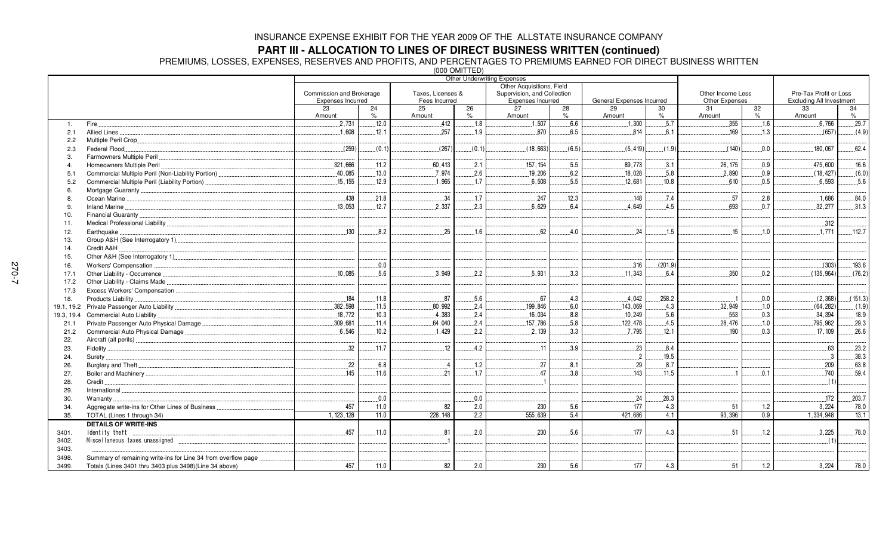# INSURANCE EXPENSE EXHIBIT FOR THE YEAR 2009 OF THE ALLSTATE INSURANCE COMPANY

## PART III - ALLOCATION TO LINES OF DIRECT BUSINESS WRITTEN (continued)

PREMIUMS, LOSSES, EXPENSES, RESERVES AND PROFITS, AND PERCENTAGES TO PREMIUMS EARNED FOR DIRECT BUSINESS WRITTEN

(000 OMITTED)

| | | Other Underwriting Expenses | | | | | | | | | | | |
|---|---|---|---|---|---|---|---|---|---|---|---|---|---|
| | | Commission and Brokerage Expenses Incurred | | Taxes, Licenses & Fees Incurred | | Other Acquisitions, Field Supervision, and Collection Expenses Incurred | | General Expenses Incurred | | Other Income Less Other Expenses | | Pre-Tax Profit or Loss Excluding All Investment | |
| | | 23 Amount | 24 % | 25 Amount | 26 % | 27 Amount | 28 % | 29 Amount | 30 % | 31 Amount | 32 % | 33 Amount | 34 % |
| 1. | Fire | 2,731 | 12.0 | 412 | 1.8 | 1,507 | 6.6 | 1,300 | 5.7 | 355 | 1.6 | 6,766 | 29.7 |
| 2.1 | Allied Lines | 1,608 | 12.1 | 257 | 1.9 | 870 | 6.5 | 814 | 6.1 | 169 | 1.3 | (657) | (4.9) |
| 2.2 | Multiple Peril Crop | | | | | | | | | | | | |
| 2.3 | Federal Flood | (259) | (0.1) | (267) | (0.1) | (18,663) | (6.5) | (5,419) | (1.9) | (140) | 0.0 | 180,067 | 62.4 |
| 3. | Farmowners Multiple Peril | | | | | | | | | | | | |
| 4. | Homeowners Multiple Peril | 321,666 | 11.2 | 60,413 | 2.1 | 157,154 | 5.5 | 89,773 | 3.1 | 26,175 | 0.9 | 475,600 | 16.6 |
| 5.1 | Commercial Multiple Peril (Non-Liability Portion) | 40,085 | 13.0 | 7,974 | 2.6 | 19,206 | 6.2 | 18,028 | 5.8 | 2,890 | 0.9 | (18,427) | (6.0) |
| 5.2 | Commercial Multiple Peril (Liability Portion) | 15,155 | 12.9 | 1,965 | 1.7 | 6,508 | 5.5 | 12,681 | 10.8 | 610 | 0.5 | 6,593 | 5.6 |
| 6. | Mortgage Guaranty | | | | | | | | | | | | |
| 8. | Ocean Marine | 438 | 21.8 | 34 | 1.7 | 247 | 12.3 | 148 | 7.4 | 57 | 2.8 | 1,686 | 84.0 |
| 9. | Inland Marine | 13,053 | 12.7 | 2,337 | 2.3 | 6,629 | 6.4 | 4,649 | 4.5 | 693 | 0.7 | 32,277 | 31.3 |
| 10. | Financial Guaranty | | | | | | | | | | | | |
| 11. | Medical Professional Liability | | | | | | | | | | | 312 | |
| 12. | Earthquake | 130 | 8.2 | 25 | 1.6 | 62 | 4.0 | 24 | 1.5 | 15 | 1.0 | 1,771 | 112.7 |
| 13. | Group A&H (See Interrogatory 1) | | | | | | | | | | | | |
| 14. | Credit A&H | | | | | | | | | | | | |
| 15. | Other A&H (See Interrogatory 1) | | | | | | | | | | | | |
| 16. | Workers' Compensation | | 0.0 | | | | | 316 | (201.9) | | | (303) | 193.6 |
| 17.1 | Other Liability - Occurrence | 10,085 | 5.6 | 3,949 | 2.2 | 5,931 | 3.3 | 11,343 | 6.4 | 350 | 0.2 | (135,964) | (76.2) |
| 17.2 | Other Liability - Claims Made | | | | | | | | | | | | |
| 17.3 | Excess Workers' Compensation | | | | | | | | | | | | |
| 18. | Products Liability | 184 | 11.8 | 87 | 5.6 | 67 | 4.3 | 4,042 | 258.2 | 1 | 0.0 | (2,368) | (151.3) |
| 19.1, 19.2 | Private Passenger Auto Liability | 382,598 | 11.5 | 80,992 | 2.4 | 199,846 | 6.0 | 143,069 | 4.3 | 32,949 | 1.0 | (64,282) | (1.9) |
| 19.3, 19.4 | Commercial Auto Liability | 18,772 | 10.3 | 4,383 | 2.4 | 16,034 | 8.8 | 10,249 | 5.6 | 553 | 0.3 | 34,394 | 18.9 |
| 21.1 | Private Passenger Auto Physical Damage | 309,681 | 11.4 | 64,040 | 2.4 | 157,786 | 5.8 | 122,478 | 4.5 | 28,476 | 1.0 | 795,962 | 29.3 |
| 21.2 | Commercial Auto Physical Damage | 6,546 | 10.2 | 1,429 | 2.2 | 2,139 | 3.3 | 7,795 | 12.1 | 190 | 0.3 | 17,109 | 26.6 |
| 22. | Aircraft (all perils) | | | | | | | | | | | | |
| 23. | Fidelity | 32 | 11.7 | 12 | 4.2 | 11 | 3.9 | 23 | 8.4 | | | 63 | 23.2 |
| 24. | Surety | | | | | | | 2 | 19.5 | | | 3 | 38.3 |
| 26. | Burglary and Theft | 22 | 6.8 | 4 | 1.2 | 27 | 8.1 | 29 | 8.7 | | | 209 | 63.8 |
| 27. | Boiler and Machinery | 145 | 11.6 | 21 | 1.7 | 47 | 3.8 | 143 | 11.5 | 1 | 0.1 | 740 | 59.4 |
| 28. | Credit | | | | | 1 | | | | | | (1) | |
| 29. | International | | | | | | | | | | | | |
| 30. | Warranty | | 0.0 | | 0.0 | | | 24 | 28.3 | | | 172 | 203.7 |
| 34. | Aggregate write-ins for Other Lines of Business | 457 | 11.0 | 82 | 2.0 | 230 | 5.6 | 177 | 4.3 | 51 | 1.2 | 3,224 | 78.0 |
| 35. | TOTAL (Lines 1 through 34) | 1,123,128 | 11.0 | 228,148 | 2.2 | 555,639 | 5.4 | 421,686 | 4.1 | 93,396 | 0.9 | 1,334,948 | 13.1 |
| | **DETAILS OF WRITE-INS** | | | | | | | | | | | | |
| 3401. | Identity theft | 457 | 11.0 | 81 | 2.0 | 230 | 5.6 | 177 | 4.3 | 51 | 1.2 | 3,225 | 78.0 |
| 3402. | Miscellaneous taxes unassigned | | | 1 | | | | | | | | (1) | |
| 3403. | | | | | | | | | | | | | |
| 3498. | Summary of remaining write-ins for Line 34 from overflow page | | | | | | | | | | | | |
| 3499. | Totals (Lines 3401 thru 3403 plus 3498)(Line 34 above) | 457 | 11.0 | 82 | 2.0 | 230 | 5.6 | 177 | 4.3 | 51 | 1.2 | 3,224 | 78.0 |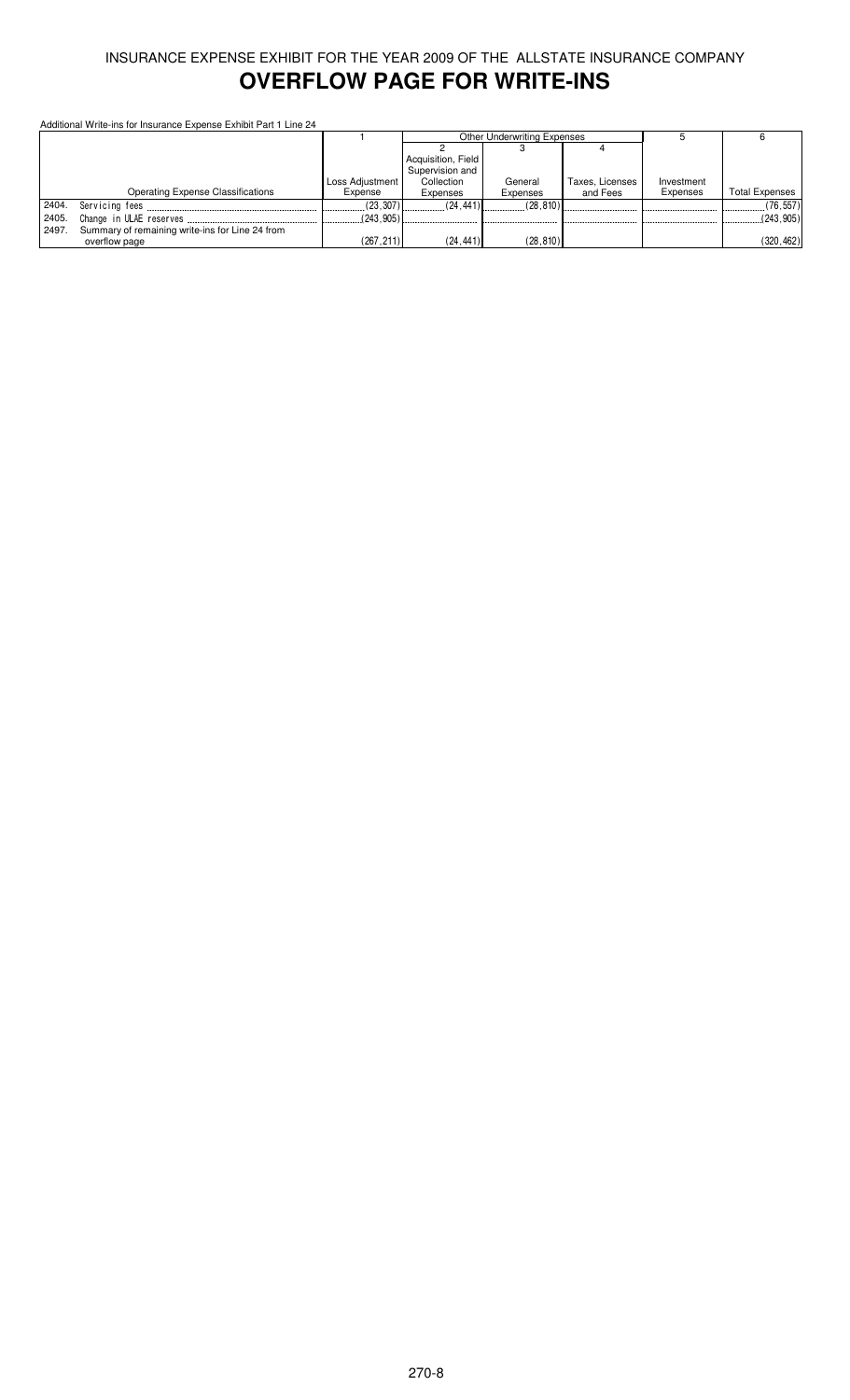# INSURANCE EXPENSE EXHIBIT FOR THE YEAR 2009 OF THE ALLSTATE INSURANCE COMPANY

## OVERFLOW PAGE FOR WRITE-INS

Additional Write-ins for Insurance Expense Exhibit Part 1 Line 24

| | | 1 | Other Underwriting Expenses | | | 5 | 6 |
|---|---|---|---|---|---|---|---|
| | | | 2 | 3 | 4 | | |
| | Operating Expense Classifications | Loss Adjustment Expense | Acquisition, Field Supervision and Collection Expenses | General Expenses | Taxes, Licenses and Fees | Investment Expenses | Total Expenses |
| 2404. | Servicing fees | (23,307) | (24,441) | (28,810) | | | (76,557) |
| 2405. | Change in ULAE reserves | (243,905) | | | | | (243,905) |
| 2497. | Summary of remaining write-ins for Line 24 from overflow page | (267,211) | (24,441) | (28,810) | | | (320,462) |